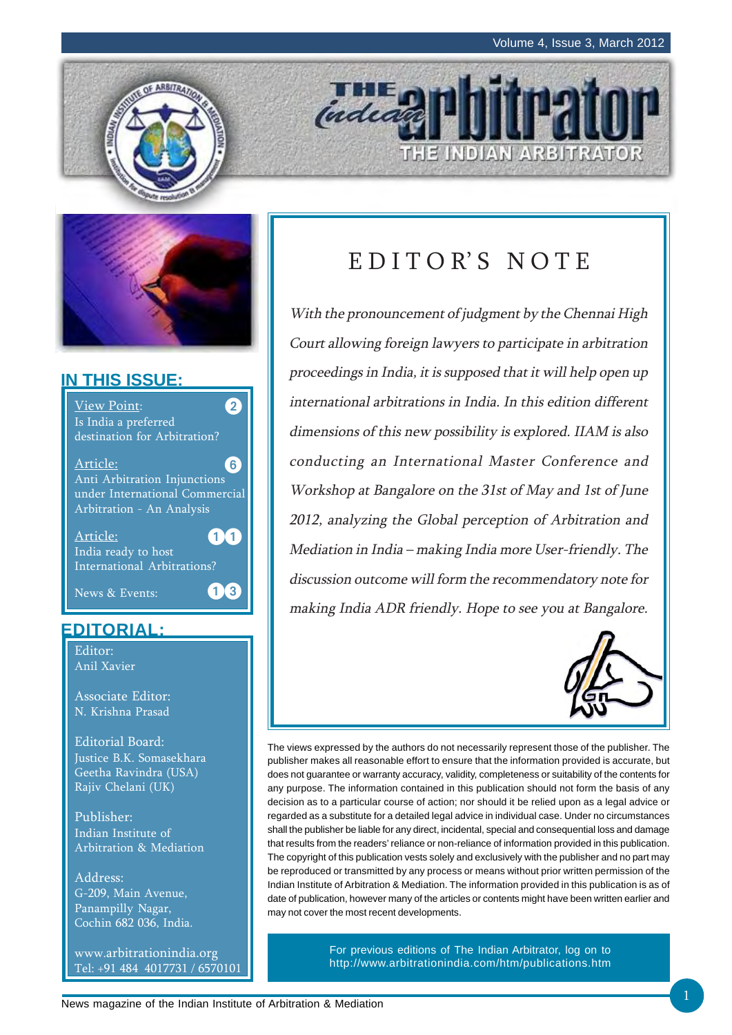# THE Indian arbitrator

THE INDIAN ARBITRATOR

## EDITOR'S NOTE

*With the pronouncement of judgment by the Chennai High Court allowing foreign lawyers to participate in arbitration proceedings in India, it is supposed that it will help open up international arbitrations in India. In this edition different dimensions of this new possibility is explored. IIAM is also conducting an International Master Conference and Workshop at Bangalore on the 31st of May and 1st of June 2012, analyzing the Global perception of Arbitration and Mediation in India – making India more User-friendly. The discussion outcome will form the recommendatory note for making India ADR friendly. Hope to see you at Bangalore.*

The views expressed by the authors do not necessarily represent those of the publisher. The publisher makes all reasonable effort to ensure that the information provided is accurate, but does not guarantee or warranty accuracy, validity, completeness or suitability of the contents for any purpose. The information contained in this publication should not form the basis of any decision as to a particular course of action; nor should it be relied upon as a legal advice or regarded as a substitute for a detailed legal advice in individual case. Under no circumstances shall the publisher be liable for any direct, incidental, special and consequential loss and damage that results from the readers' reliance or non-reliance of information provided in this publication. The copyright of this publication vests solely and exclusively with the publisher and no part may be reproduced or transmitted by any process or means without prior written permission of the Indian Institute of Arbitration & Mediation. The information provided in this publication is as of date of publication, however many of the articles or contents might have been written earlier and may not cover the most recent developments.

For previous editions of The Indian Arbitrator, log on to http://www.arbitrationindia.com/htm/publications.htm

## IN THIS ISSUE:

- View Point: Is India a preferred destination for Arbitration? — 2
- Article: Anti Arbitration Injunctions under International Commercial Arbitration - An Analysis — 6
- Article: India ready to host International Arbitrations? — 11
- News & Events: — 13

## EDITORIAL:

Editor:
Anil Xavier

Associate Editor:
N. Krishna Prasad

Editorial Board:
Justice B.K. Somasekhara
Geetha Ravindra (USA)
Rajiv Chelani (UK)

Publisher:
Indian Institute of Arbitration & Mediation

Address:
G-209, Main Avenue,
Panampilly Nagar,
Cochin 682 036, India.

www.arbitrationindia.org
Tel: +91 484 4017731 / 6570101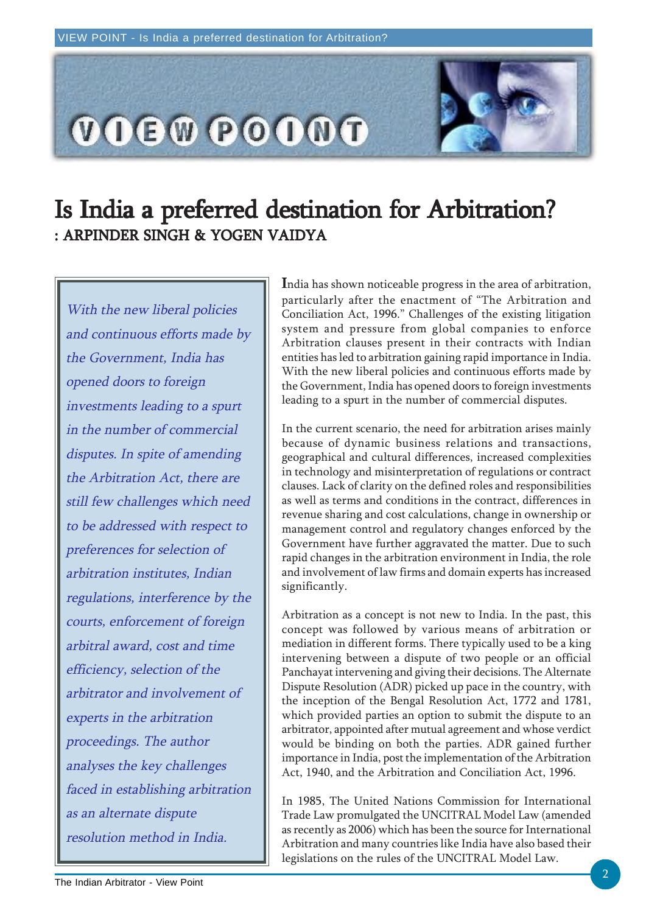# Is India a preferred destination for Arbitration?

**: ARPINDER SINGH & YOGEN VAIDYA**

*With the new liberal policies and continuous efforts made by the Government, India has opened doors to foreign investments leading to a spurt in the number of commercial disputes. In spite of amending the Arbitration Act, there are still few challenges which need to be addressed with respect to preferences for selection of arbitration institutes, Indian regulations, interference by the courts, enforcement of foreign arbitral award, cost and time efficiency, selection of the arbitrator and involvement of experts in the arbitration proceedings. The author analyses the key challenges faced in establishing arbitration as an alternate dispute resolution method in India.*

India has shown noticeable progress in the area of arbitration, particularly after the enactment of "The Arbitration and Conciliation Act, 1996." Challenges of the existing litigation system and pressure from global companies to enforce Arbitration clauses present in their contracts with Indian entities has led to arbitration gaining rapid importance in India. With the new liberal policies and continuous efforts made by the Government, India has opened doors to foreign investments leading to a spurt in the number of commercial disputes.

In the current scenario, the need for arbitration arises mainly because of dynamic business relations and transactions, geographical and cultural differences, increased complexities in technology and misinterpretation of regulations or contract clauses. Lack of clarity on the defined roles and responsibilities as well as terms and conditions in the contract, differences in revenue sharing and cost calculations, change in ownership or management control and regulatory changes enforced by the Government have further aggravated the matter. Due to such rapid changes in the arbitration environment in India, the role and involvement of law firms and domain experts has increased significantly.

Arbitration as a concept is not new to India. In the past, this concept was followed by various means of arbitration or mediation in different forms. There typically used to be a king intervening between a dispute of two people or an official Panchayat intervening and giving their decisions. The Alternate Dispute Resolution (ADR) picked up pace in the country, with the inception of the Bengal Resolution Act, 1772 and 1781, which provided parties an option to submit the dispute to an arbitrator, appointed after mutual agreement and whose verdict would be binding on both the parties. ADR gained further importance in India, post the implementation of the Arbitration Act, 1940, and the Arbitration and Conciliation Act, 1996.

In 1985, The United Nations Commission for International Trade Law promulgated the UNCITRAL Model Law (amended as recently as 2006) which has been the source for International Arbitration and many countries like India have also based their legislations on the rules of the UNCITRAL Model Law.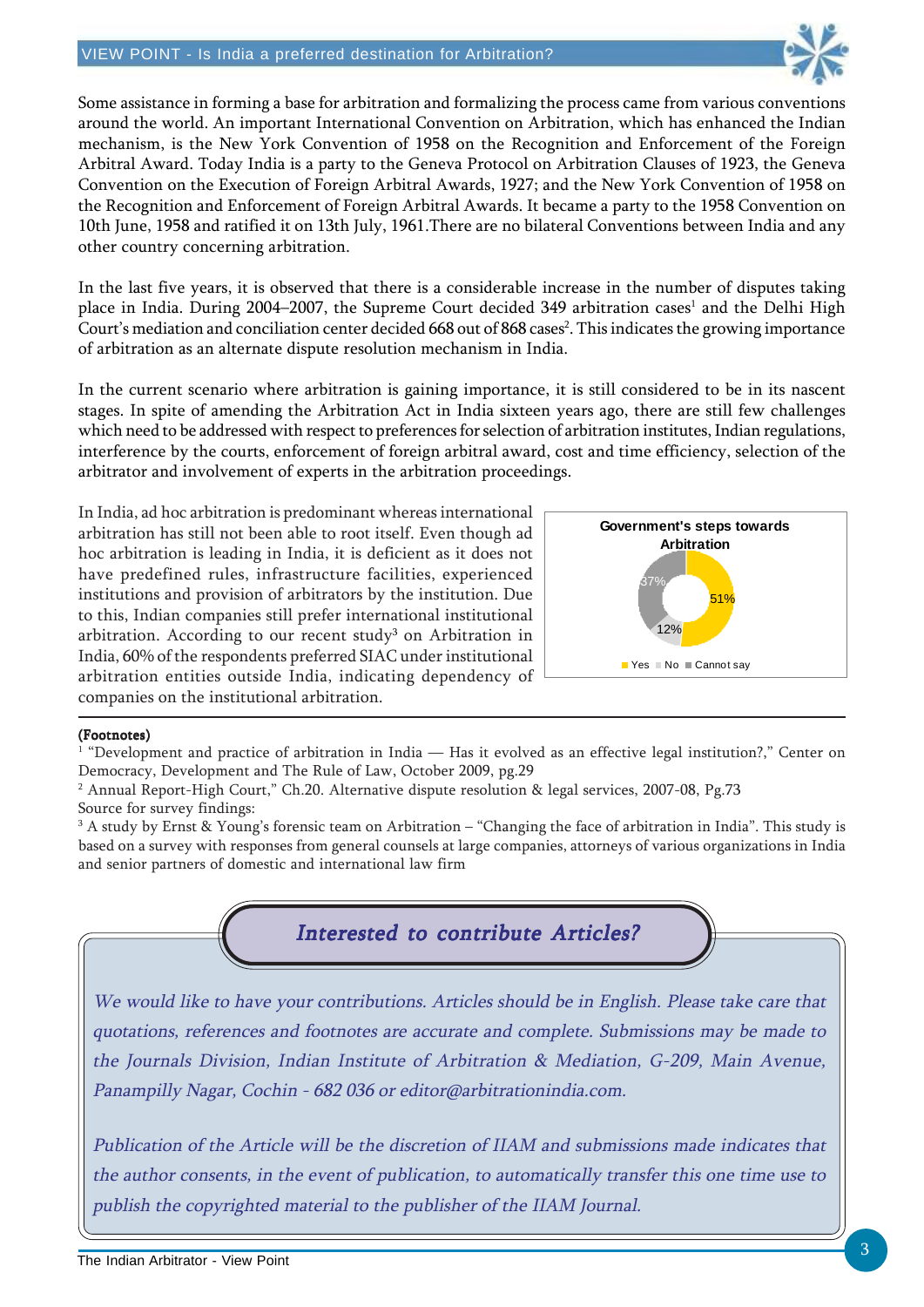Some assistance in forming a base for arbitration and formalizing the process came from various conventions around the world. An important International Convention on Arbitration, which has enhanced the Indian mechanism, is the New York Convention of 1958 on the Recognition and Enforcement of the Foreign Arbitral Award. Today India is a party to the Geneva Protocol on Arbitration Clauses of 1923, the Geneva Convention on the Execution of Foreign Arbitral Awards, 1927; and the New York Convention of 1958 on the Recognition and Enforcement of Foreign Arbitral Awards. It became a party to the 1958 Convention on 10th June, 1958 and ratified it on 13th July, 1961.There are no bilateral Conventions between India and any other country concerning arbitration.

In the last five years, it is observed that there is a considerable increase in the number of disputes taking place in India. During 2004–2007, the Supreme Court decided 349 arbitration cases[1] and the Delhi High Court's mediation and conciliation center decided 668 out of 868 cases[2]. This indicates the growing importance of arbitration as an alternate dispute resolution mechanism in India.

In the current scenario where arbitration is gaining importance, it is still considered to be in its nascent stages. In spite of amending the Arbitration Act in India sixteen years ago, there are still few challenges which need to be addressed with respect to preferences for selection of arbitration institutes, Indian regulations, interference by the courts, enforcement of foreign arbitral award, cost and time efficiency, selection of the arbitrator and involvement of experts in the arbitration proceedings.

In India, ad hoc arbitration is predominant whereas international arbitration has still not been able to root itself. Even though ad hoc arbitration is leading in India, it is deficient as it does not have predefined rules, infrastructure facilities, experienced institutions and provision of arbitrators by the institution. Due to this, Indian companies still prefer international institutional arbitration. According to our recent study[3] on Arbitration in India, 60% of the respondents preferred SIAC under institutional arbitration entities outside India, indicating dependency of companies on the institutional arbitration.

**Government's steps towards Arbitration**

| Response | Share |
|---|---|
| Yes | 51% |
| No | 12% |
| Cannot say | 37% |

**(Footnotes)**

[1] "Development and practice of arbitration in India — Has it evolved as an effective legal institution?," Center on Democracy, Development and The Rule of Law, October 2009, pg.29

[2] Annual Report-High Court," Ch.20. Alternative dispute resolution & legal services, 2007-08, Pg.73

Source for survey findings:

[3] A study by Ernst & Young's forensic team on Arbitration – "Changing the face of arbitration in India". This study is based on a survey with responses from general counsels at large companies, attorneys of various organizations in India and senior partners of domestic and international law firm

## *Interested to contribute Articles?*

*We would like to have your contributions. Articles should be in English. Please take care that quotations, references and footnotes are accurate and complete. Submissions may be made to the Journals Division, Indian Institute of Arbitration & Mediation, G-209, Main Avenue, Panampilly Nagar, Cochin - 682 036 or editor@arbitrationindia.com.*

*Publication of the Article will be the discretion of IIAM and submissions made indicates that the author consents, in the event of publication, to automatically transfer this one time use to publish the copyrighted material to the publisher of the IIAM Journal.*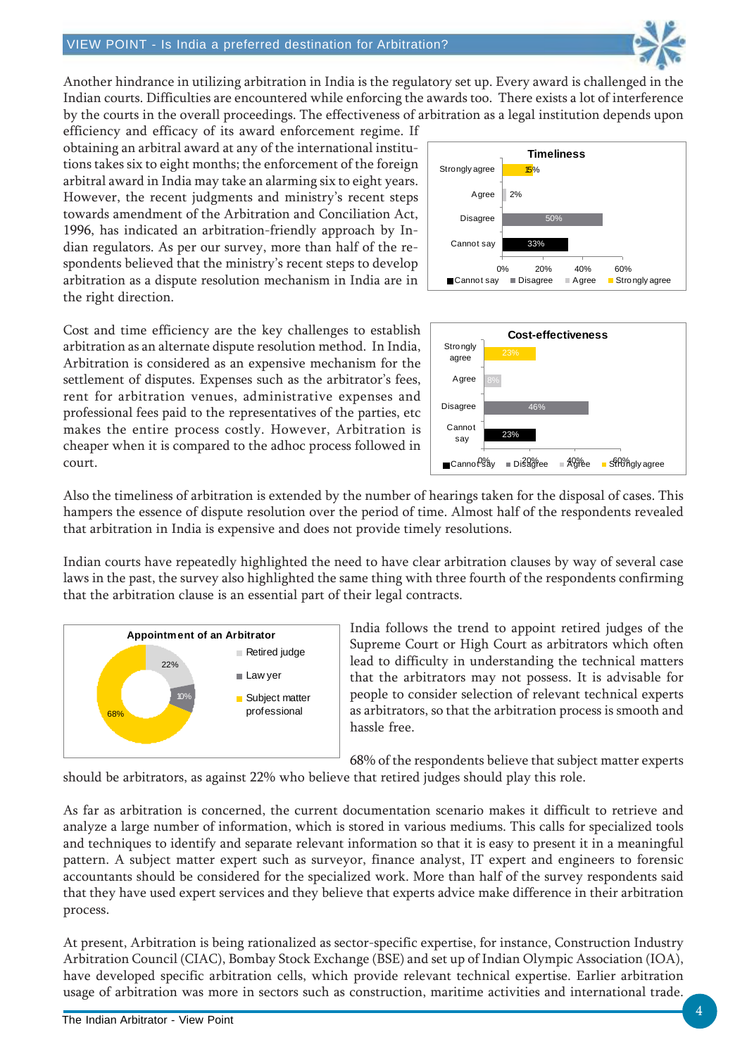Another hindrance in utilizing arbitration in India is the regulatory set up. Every award is challenged in the Indian courts. Difficulties are encountered while enforcing the awards too. There exists a lot of interference by the courts in the overall proceedings. The effectiveness of arbitration as a legal institution depends upon efficiency and efficacy of its award enforcement regime. If obtaining an arbitral award at any of the international institutions takes six to eight months; the enforcement of the foreign arbitral award in India may take an alarming six to eight years. However, the recent judgments and ministry's recent steps towards amendment of the Arbitration and Conciliation Act, 1996, has indicated an arbitration-friendly approach by Indian regulators. As per our survey, more than half of the respondents believed that the ministry's recent steps to develop arbitration as a dispute resolution mechanism in India are in the right direction.

**Timeliness**

| Response | % |
|---|---|
| Strongly agree | 15% |
| Agree | 2% |
| Disagree | 50% |
| Cannot say | 33% |

Cost and time efficiency are the key challenges to establish arbitration as an alternate dispute resolution method. In India, Arbitration is considered as an expensive mechanism for the settlement of disputes. Expenses such as the arbitrator's fees, rent for arbitration venues, administrative expenses and professional fees paid to the representatives of the parties, etc makes the entire process costly. However, Arbitration is cheaper when it is compared to the adhoc process followed in court.

**Cost-effectiveness**

| Response | % |
|---|---|
| Strongly agree | 23% |
| Agree | 8% |
| Disagree | 46% |
| Cannot say | 23% |

Also the timeliness of arbitration is extended by the number of hearings taken for the disposal of cases. This hampers the essence of dispute resolution over the period of time. Almost half of the respondents revealed that arbitration in India is expensive and does not provide timely resolutions.

Indian courts have repeatedly highlighted the need to have clear arbitration clauses by way of several case laws in the past, the survey also highlighted the same thing with three fourth of the respondents confirming that the arbitration clause is an essential part of their legal contracts.

**Appointment of an Arbitrator**

| Appointee | % |
|---|---|
| Retired judge | 22% |
| Lawyer | 10% |
| Subject matter professional | 68% |

India follows the trend to appoint retired judges of the Supreme Court or High Court as arbitrators which often lead to difficulty in understanding the technical matters that the arbitrators may not possess. It is advisable for people to consider selection of relevant technical experts as arbitrators, so that the arbitration process is smooth and hassle free.

68% of the respondents believe that subject matter experts should be arbitrators, as against 22% who believe that retired judges should play this role.

As far as arbitration is concerned, the current documentation scenario makes it difficult to retrieve and analyze a large number of information, which is stored in various mediums. This calls for specialized tools and techniques to identify and separate relevant information so that it is easy to present it in a meaningful pattern. A subject matter expert such as surveyor, finance analyst, IT expert and engineers to forensic accountants should be considered for the specialized work. More than half of the survey respondents said that they have used expert services and they believe that experts advice make difference in their arbitration process.

At present, Arbitration is being rationalized as sector-specific expertise, for instance, Construction Industry Arbitration Council (CIAC), Bombay Stock Exchange (BSE) and set up of Indian Olympic Association (IOA), have developed specific arbitration cells, which provide relevant technical expertise. Earlier arbitration usage of arbitration was more in sectors such as construction, maritime activities and international trade.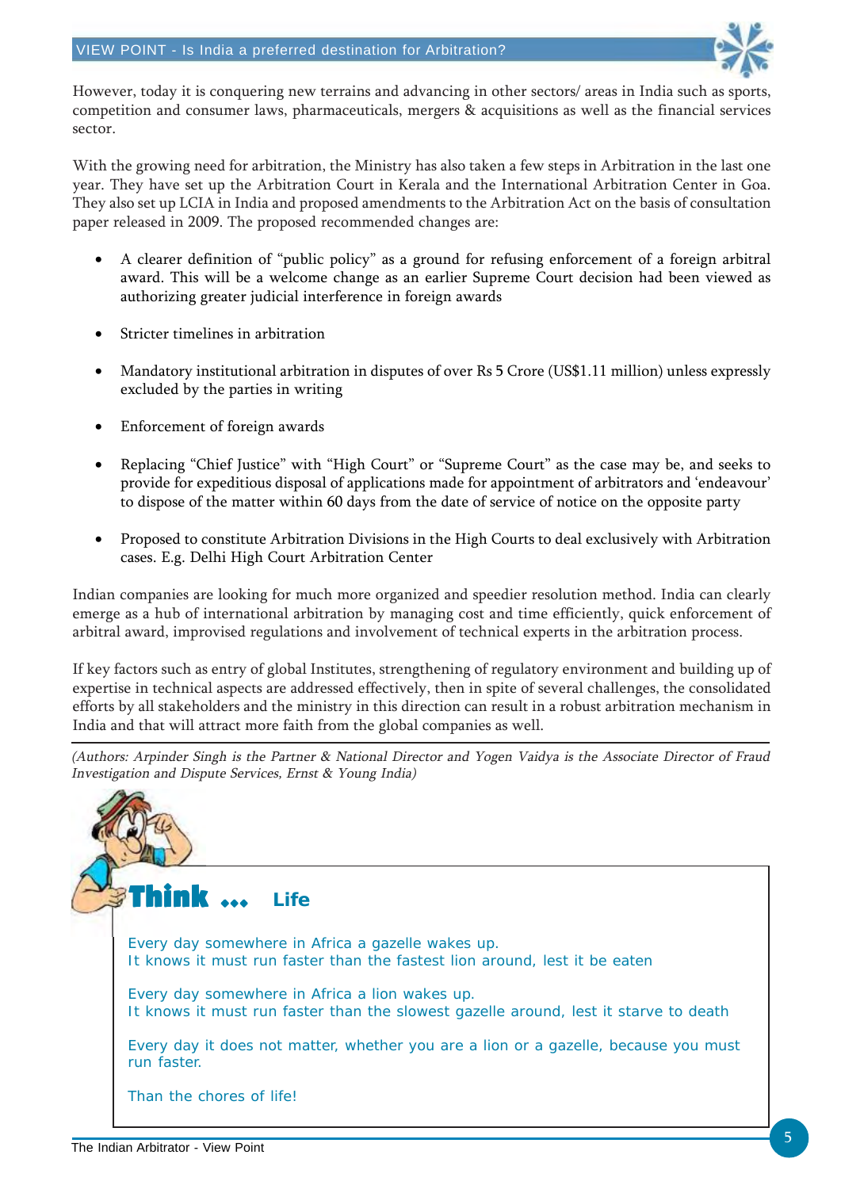However, today it is conquering new terrains and advancing in other sectors/ areas in India such as sports, competition and consumer laws, pharmaceuticals, mergers & acquisitions as well as the financial services sector.

With the growing need for arbitration, the Ministry has also taken a few steps in Arbitration in the last one year. They have set up the Arbitration Court in Kerala and the International Arbitration Center in Goa. They also set up LCIA in India and proposed amendments to the Arbitration Act on the basis of consultation paper released in 2009. The proposed recommended changes are:

- A clearer definition of "public policy" as a ground for refusing enforcement of a foreign arbitral award. This will be a welcome change as an earlier Supreme Court decision had been viewed as authorizing greater judicial interference in foreign awards
- Stricter timelines in arbitration
- Mandatory institutional arbitration in disputes of over Rs 5 Crore (US$1.11 million) unless expressly excluded by the parties in writing
- Enforcement of foreign awards
- Replacing "Chief Justice" with "High Court" or "Supreme Court" as the case may be, and seeks to provide for expeditious disposal of applications made for appointment of arbitrators and 'endeavour' to dispose of the matter within 60 days from the date of service of notice on the opposite party
- Proposed to constitute Arbitration Divisions in the High Courts to deal exclusively with Arbitration cases. E.g. Delhi High Court Arbitration Center

Indian companies are looking for much more organized and speedier resolution method. India can clearly emerge as a hub of international arbitration by managing cost and time efficiently, quick enforcement of arbitral award, improvised regulations and involvement of technical experts in the arbitration process.

If key factors such as entry of global Institutes, strengthening of regulatory environment and building up of expertise in technical aspects are addressed effectively, then in spite of several challenges, the consolidated efforts by all stakeholders and the ministry in this direction can result in a robust arbitration mechanism in India and that will attract more faith from the global companies as well.

*(Authors: Arpinder Singh is the Partner & National Director and Yogen Vaidya is the Associate Director of Fraud Investigation and Dispute Services, Ernst & Young India)*

## Think ... Life

Every day somewhere in Africa a gazelle wakes up.
It knows it must run faster than the fastest lion around, lest it be eaten

Every day somewhere in Africa a lion wakes up.
It knows it must run faster than the slowest gazelle around, lest it starve to death

Every day it does not matter, whether you are a lion or a gazelle, because you must run faster.

Than the chores of life!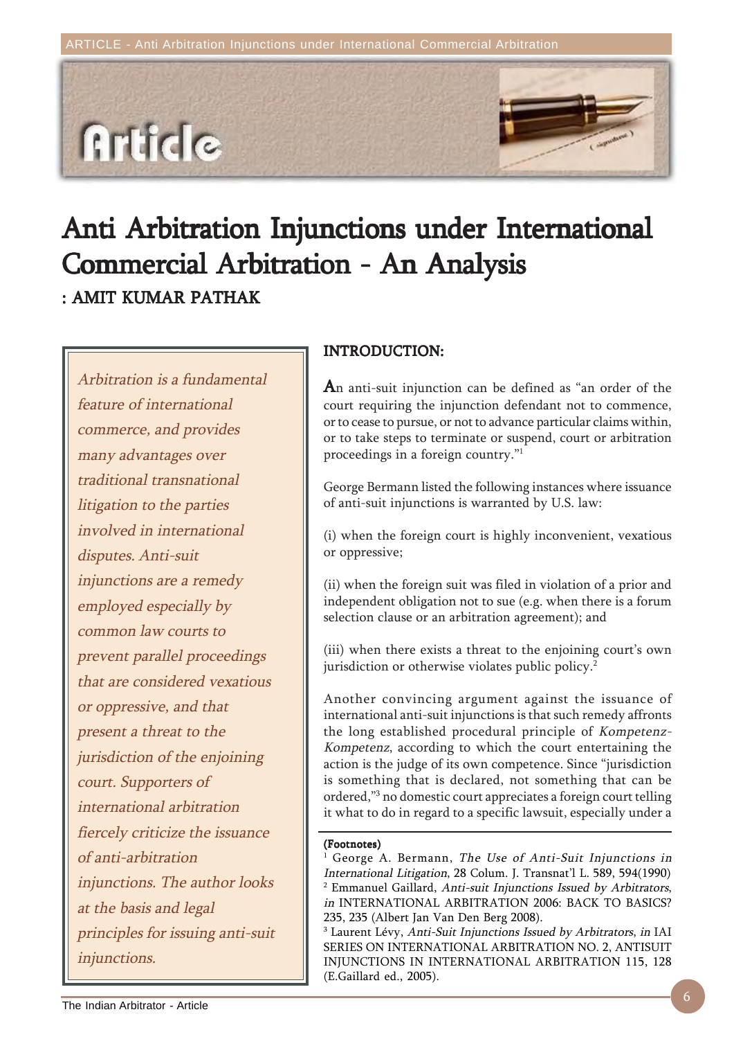# Anti Arbitration Injunctions under International Commercial Arbitration - An Analysis

**: AMIT KUMAR PATHAK**

*Arbitration is a fundamental feature of international commerce, and provides many advantages over traditional transnational litigation to the parties involved in international disputes. Anti-suit injunctions are a remedy employed especially by common law courts to prevent parallel proceedings that are considered vexatious or oppressive, and that present a threat to the jurisdiction of the enjoining court. Supporters of international arbitration fiercely criticize the issuance of anti-arbitration injunctions. The author looks at the basis and legal principles for issuing anti-suit injunctions.*

## INTRODUCTION:

An anti-suit injunction can be defined as "an order of the court requiring the injunction defendant not to commence, or to cease to pursue, or not to advance particular claims within, or to take steps to terminate or suspend, court or arbitration proceedings in a foreign country."[1]

George Bermann listed the following instances where issuance of anti-suit injunctions is warranted by U.S. law:

(i) when the foreign court is highly inconvenient, vexatious or oppressive;

(ii) when the foreign suit was filed in violation of a prior and independent obligation not to sue (e.g. when there is a forum selection clause or an arbitration agreement); and

(iii) when there exists a threat to the enjoining court's own jurisdiction or otherwise violates public policy.[2]

Another convincing argument against the issuance of international anti-suit injunctions is that such remedy affronts the long established procedural principle of *Kompetenz-Kompetenz*, according to which the court entertaining the action is the judge of its own competence. Since "jurisdiction is something that is declared, not something that can be ordered,"[3] no domestic court appreciates a foreign court telling it what to do in regard to a specific lawsuit, especially under a

**(Footnotes)**

[1] George A. Bermann, *The Use of Anti-Suit Injunctions in International Litigation*, 28 Colum. J. Transnat'l L. 589, 594(1990)

[2] Emmanuel Gaillard, *Anti-suit Injunctions Issued by Arbitrators*, *in* INTERNATIONAL ARBITRATION 2006: BACK TO BASICS? 235, 235 (Albert Jan Van Den Berg 2008).

[3] Laurent Lévy, *Anti-Suit Injunctions Issued by Arbitrators*, *in* IAI SERIES ON INTERNATIONAL ARBITRATION NO. 2, ANTISUIT INJUNCTIONS IN INTERNATIONAL ARBITRATION 115, 128 (E.Gaillard ed., 2005).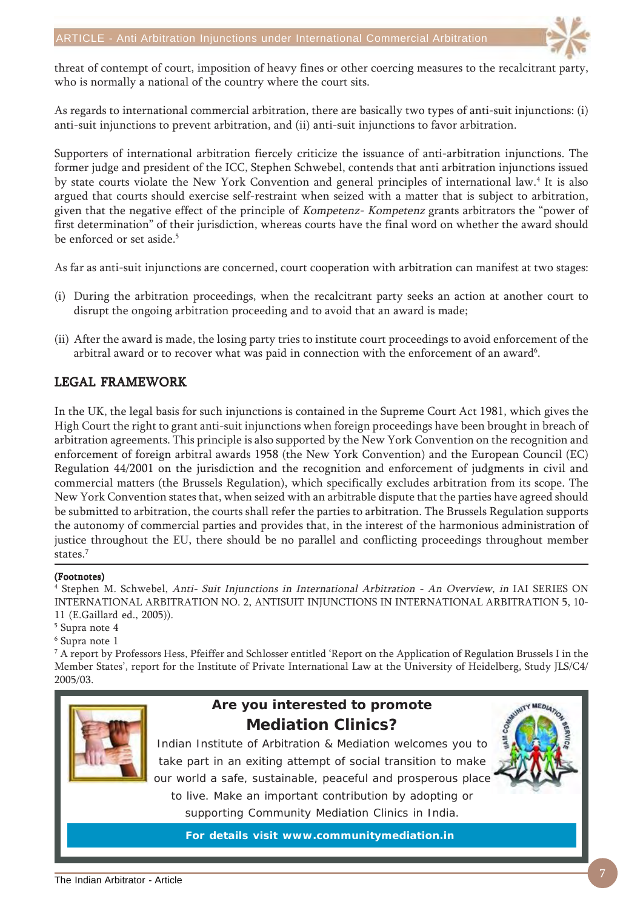threat of contempt of court, imposition of heavy fines or other coercing measures to the recalcitrant party, who is normally a national of the country where the court sits.

As regards to international commercial arbitration, there are basically two types of anti-suit injunctions: (i) anti-suit injunctions to prevent arbitration, and (ii) anti-suit injunctions to favor arbitration.

Supporters of international arbitration fiercely criticize the issuance of anti-arbitration injunctions. The former judge and president of the ICC, Stephen Schwebel, contends that anti arbitration injunctions issued by state courts violate the New York Convention and general principles of international law.[4] It is also argued that courts should exercise self-restraint when seized with a matter that is subject to arbitration, given that the negative effect of the principle of *Kompetenz- Kompetenz* grants arbitrators the "power of first determination" of their jurisdiction, whereas courts have the final word on whether the award should be enforced or set aside.[5]

As far as anti-suit injunctions are concerned, court cooperation with arbitration can manifest at two stages:

(i) During the arbitration proceedings, when the recalcitrant party seeks an action at another court to disrupt the ongoing arbitration proceeding and to avoid that an award is made;

(ii) After the award is made, the losing party tries to institute court proceedings to avoid enforcement of the arbitral award or to recover what was paid in connection with the enforcement of an award[6].

## LEGAL FRAMEWORK

In the UK, the legal basis for such injunctions is contained in the Supreme Court Act 1981, which gives the High Court the right to grant anti-suit injunctions when foreign proceedings have been brought in breach of arbitration agreements. This principle is also supported by the New York Convention on the recognition and enforcement of foreign arbitral awards 1958 (the New York Convention) and the European Council (EC) Regulation 44/2001 on the jurisdiction and the recognition and enforcement of judgments in civil and commercial matters (the Brussels Regulation), which specifically excludes arbitration from its scope. The New York Convention states that, when seized with an arbitrable dispute that the parties have agreed should be submitted to arbitration, the courts shall refer the parties to arbitration. The Brussels Regulation supports the autonomy of commercial parties and provides that, in the interest of the harmonious administration of justice throughout the EU, there should be no parallel and conflicting proceedings throughout member states.[7]

**(Footnotes)**

[4] Stephen M. Schwebel, *Anti- Suit Injunctions in International Arbitration - An Overview*, *in* IAI SERIES ON INTERNATIONAL ARBITRATION NO. 2, ANTISUIT INJUNCTIONS IN INTERNATIONAL ARBITRATION 5, 10-11 (E.Gaillard ed., 2005)).

[5] Supra note 4

[6] Supra note 1

[7] A report by Professors Hess, Pfeiffer and Schlosser entitled 'Report on the Application of Regulation Brussels I in the Member States', report for the Institute of Private International Law at the University of Heidelberg, Study JLS/C4/ 2005/03.

**Are you interested to promote Mediation Clinics?**

Indian Institute of Arbitration & Mediation welcomes you to take part in an exiting attempt of social transition to make our world a safe, sustainable, peaceful and prosperous place to live. Make an important contribution by adopting or supporting Community Mediation Clinics in India.

**For details visit www.communitymediation.in**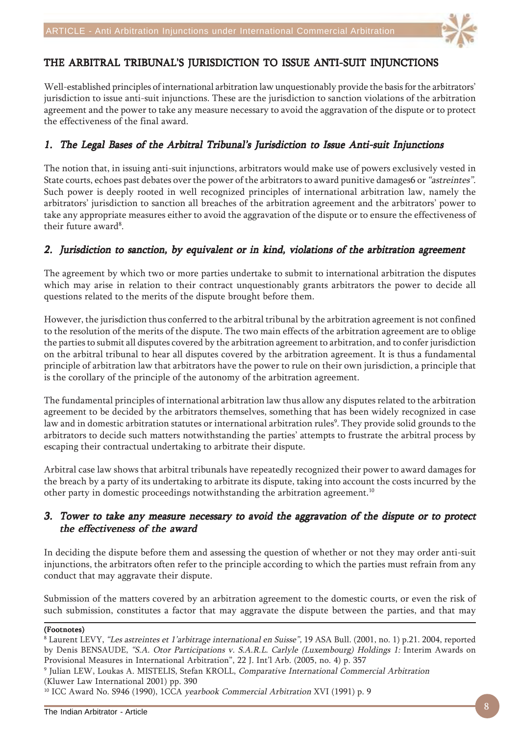## THE ARBITRAL TRIBUNAL'S JURISDICTION TO ISSUE ANTI-SUIT INJUNCTIONS

Well-established principles of international arbitration law unquestionably provide the basis for the arbitrators' jurisdiction to issue anti-suit injunctions. These are the jurisdiction to sanction violations of the arbitration agreement and the power to take any measure necessary to avoid the aggravation of the dispute or to protect the effectiveness of the final award.

### *1. The Legal Bases of the Arbitral Tribunal's Jurisdiction to Issue Anti-suit Injunctions*

The notion that, in issuing anti-suit injunctions, arbitrators would make use of powers exclusively vested in State courts, echoes past debates over the power of the arbitrators to award punitive damages6 or *"astreintes"*. Such power is deeply rooted in well recognized principles of international arbitration law, namely the arbitrators' jurisdiction to sanction all breaches of the arbitration agreement and the arbitrators' power to take any appropriate measures either to avoid the aggravation of the dispute or to ensure the effectiveness of their future award[8].

### *2. Jurisdiction to sanction, by equivalent or in kind, violations of the arbitration agreement*

The agreement by which two or more parties undertake to submit to international arbitration the disputes which may arise in relation to their contract unquestionably grants arbitrators the power to decide all questions related to the merits of the dispute brought before them.

However, the jurisdiction thus conferred to the arbitral tribunal by the arbitration agreement is not confined to the resolution of the merits of the dispute. The two main effects of the arbitration agreement are to oblige the parties to submit all disputes covered by the arbitration agreement to arbitration, and to confer jurisdiction on the arbitral tribunal to hear all disputes covered by the arbitration agreement. It is thus a fundamental principle of arbitration law that arbitrators have the power to rule on their own jurisdiction, a principle that is the corollary of the principle of the autonomy of the arbitration agreement.

The fundamental principles of international arbitration law thus allow any disputes related to the arbitration agreement to be decided by the arbitrators themselves, something that has been widely recognized in case law and in domestic arbitration statutes or international arbitration rules[9]. They provide solid grounds to the arbitrators to decide such matters notwithstanding the parties' attempts to frustrate the arbitral process by escaping their contractual undertaking to arbitrate their dispute.

Arbitral case law shows that arbitral tribunals have repeatedly recognized their power to award damages for the breach by a party of its undertaking to arbitrate its dispute, taking into account the costs incurred by the other party in domestic proceedings notwithstanding the arbitration agreement.[10]

### *3. Tower to take any measure necessary to avoid the aggravation of the dispute or to protect the effectiveness of the award*

In deciding the dispute before them and assessing the question of whether or not they may order anti-suit injunctions, the arbitrators often refer to the principle according to which the parties must refrain from any conduct that may aggravate their dispute.

Submission of the matters covered by an arbitration agreement to the domestic courts, or even the risk of such submission, constitutes a factor that may aggravate the dispute between the parties, and that may

**(Footnotes)**

[8] Laurent LEVY, *"Les astreintes et 1'arbitrage international en Suisse"*, 19 ASA Bull. (2001, no. 1) p.21. 2004, reported by Denis BENSAUDE, *"S.A. Otor Participations v. S.A.R.L. Carlyle (Luxembourg) Holdings 1:* Interim Awards on Provisional Measures in International Arbitration", 22 J. Int'l Arb. (2005, no. 4) p. 357

[9] Julian LEW, Loukas A. MISTELIS, Stefan KROLL, *Comparative International Commercial Arbitration* (Kluwer Law International 2001) pp. 390

[10] ICC Award No. S946 (1990), 1CCA *yearbook Commercial Arbitration* XVI (1991) p. 9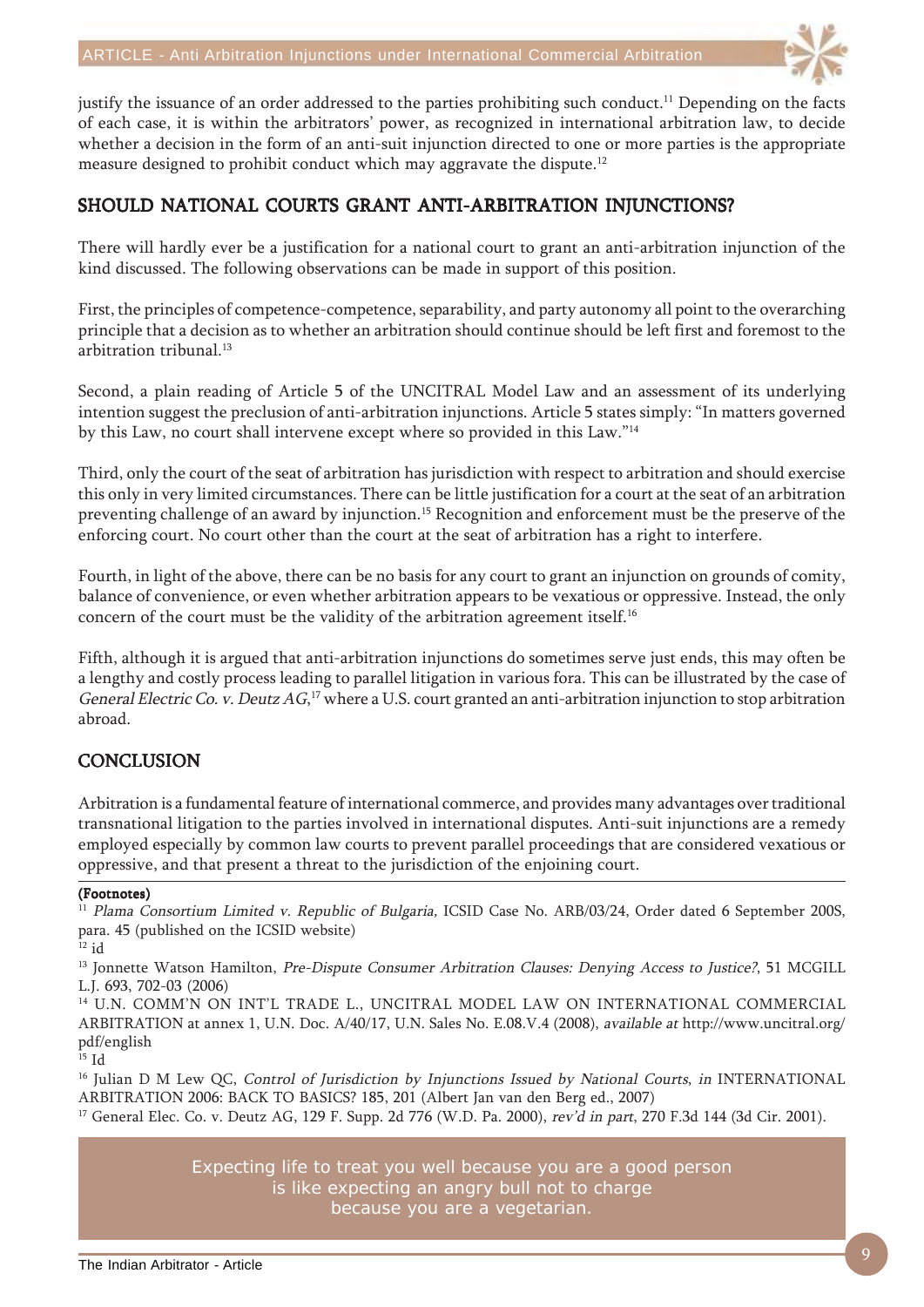justify the issuance of an order addressed to the parties prohibiting such conduct.[11] Depending on the facts of each case, it is within the arbitrators' power, as recognized in international arbitration law, to decide whether a decision in the form of an anti-suit injunction directed to one or more parties is the appropriate measure designed to prohibit conduct which may aggravate the dispute.[12]

## SHOULD NATIONAL COURTS GRANT ANTI-ARBITRATION INJUNCTIONS?

There will hardly ever be a justification for a national court to grant an anti-arbitration injunction of the kind discussed. The following observations can be made in support of this position.

First, the principles of competence-competence, separability, and party autonomy all point to the overarching principle that a decision as to whether an arbitration should continue should be left first and foremost to the arbitration tribunal.[13]

Second, a plain reading of Article 5 of the UNCITRAL Model Law and an assessment of its underlying intention suggest the preclusion of anti-arbitration injunctions. Article 5 states simply: "In matters governed by this Law, no court shall intervene except where so provided in this Law."[14]

Third, only the court of the seat of arbitration has jurisdiction with respect to arbitration and should exercise this only in very limited circumstances. There can be little justification for a court at the seat of an arbitration preventing challenge of an award by injunction.[15] Recognition and enforcement must be the preserve of the enforcing court. No court other than the court at the seat of arbitration has a right to interfere.

Fourth, in light of the above, there can be no basis for any court to grant an injunction on grounds of comity, balance of convenience, or even whether arbitration appears to be vexatious or oppressive. Instead, the only concern of the court must be the validity of the arbitration agreement itself.[16]

Fifth, although it is argued that anti-arbitration injunctions do sometimes serve just ends, this may often be a lengthy and costly process leading to parallel litigation in various fora. This can be illustrated by the case of *General Electric Co. v. Deutz AG*,[17] where a U.S. court granted an anti-arbitration injunction to stop arbitration abroad.

## CONCLUSION

Arbitration is a fundamental feature of international commerce, and provides many advantages over traditional transnational litigation to the parties involved in international disputes. Anti-suit injunctions are a remedy employed especially by common law courts to prevent parallel proceedings that are considered vexatious or oppressive, and that present a threat to the jurisdiction of the enjoining court.

**(Footnotes)**

[11] *Plama Consortium Limited v. Republic of Bulgaria,* ICSID Case No. ARB/03/24, Order dated 6 September 200S, para. 45 (published on the ICSID website)

[12] id

[13] Jonnette Watson Hamilton, *Pre-Dispute Consumer Arbitration Clauses: Denying Access to Justice?*, 51 MCGILL L.J. 693, 702-03 (2006)

[14] U.N. COMM'N ON INT'L TRADE L., UNCITRAL MODEL LAW ON INTERNATIONAL COMMERCIAL ARBITRATION at annex 1, U.N. Doc. A/40/17, U.N. Sales No. E.08.V.4 (2008), *available at* http://www.uncitral.org/pdf/english

[15] Id

[16] Julian D M Lew QC, *Control of Jurisdiction by Injunctions Issued by National Courts*, *in* INTERNATIONAL ARBITRATION 2006: BACK TO BASICS? 185, 201 (Albert Jan van den Berg ed., 2007)

[17] General Elec. Co. v. Deutz AG, 129 F. Supp. 2d 776 (W.D. Pa. 2000), *rev'd in part*, 270 F.3d 144 (3d Cir. 2001).

Expecting life to treat you well because you are a good person is like expecting an angry bull not to charge because you are a vegetarian.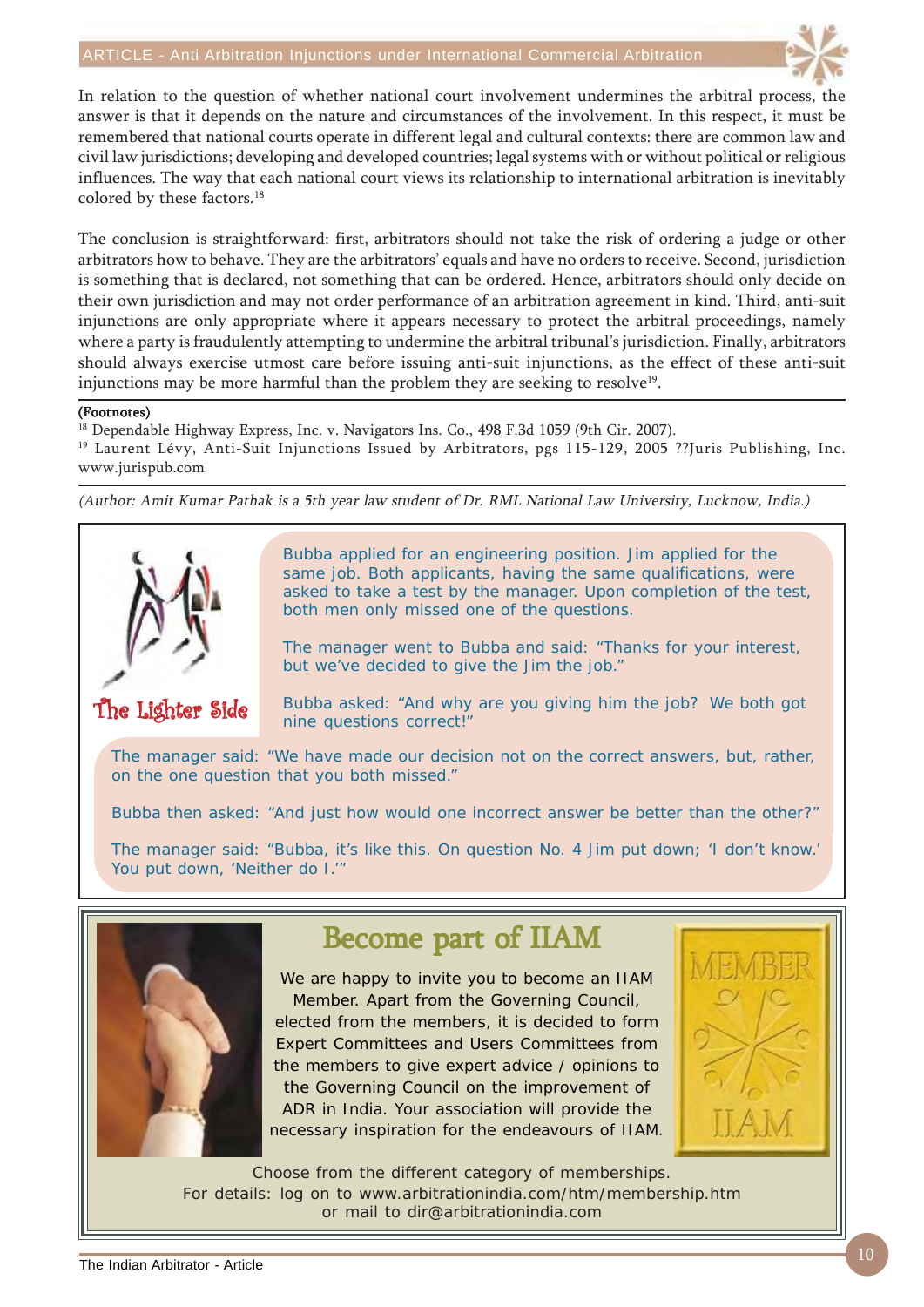In relation to the question of whether national court involvement undermines the arbitral process, the answer is that it depends on the nature and circumstances of the involvement. In this respect, it must be remembered that national courts operate in different legal and cultural contexts: there are common law and civil law jurisdictions; developing and developed countries; legal systems with or without political or religious influences. The way that each national court views its relationship to international arbitration is inevitably colored by these factors.[18]

The conclusion is straightforward: first, arbitrators should not take the risk of ordering a judge or other arbitrators how to behave. They are the arbitrators' equals and have no orders to receive. Second, jurisdiction is something that is declared, not something that can be ordered. Hence, arbitrators should only decide on their own jurisdiction and may not order performance of an arbitration agreement in kind. Third, anti-suit injunctions are only appropriate where it appears necessary to protect the arbitral proceedings, namely where a party is fraudulently attempting to undermine the arbitral tribunal's jurisdiction. Finally, arbitrators should always exercise utmost care before issuing anti-suit injunctions, as the effect of these anti-suit injunctions may be more harmful than the problem they are seeking to resolve[19].

**(Footnotes)**

[18] Dependable Highway Express, Inc. v. Navigators Ins. Co., 498 F.3d 1059 (9th Cir. 2007).

[19] Laurent Lévy, Anti-Suit Injunctions Issued by Arbitrators, pgs 115-129, 2005 ??Juris Publishing, Inc. www.jurispub.com

*(Author: Amit Kumar Pathak is a 5th year law student of Dr. RML National Law University, Lucknow, India.)*

## The Lighter Side

Bubba applied for an engineering position. Jim applied for the same job. Both applicants, having the same qualifications, were asked to take a test by the manager. Upon completion of the test, both men only missed one of the questions.

The manager went to Bubba and said: "Thanks for your interest, but we've decided to give the Jim the job."

Bubba asked: "And why are you giving him the job? We both got nine questions correct!"

The manager said: "We have made our decision not on the correct answers, but, rather, on the one question that you both missed."

Bubba then asked: "And just how would one incorrect answer be better than the other?"

The manager said: "Bubba, it's like this. On question No. 4 Jim put down; 'I don't know.' You put down, 'Neither do I.'"

## Become part of IIAM

We are happy to invite you to become an IIAM Member. Apart from the Governing Council, elected from the members, it is decided to form Expert Committees and Users Committees from the members to give expert advice / opinions to the Governing Council on the improvement of ADR in India. Your association will provide the necessary inspiration for the endeavours of IIAM.

Choose from the different category of memberships.
For details: log on to www.arbitrationindia.com/htm/membership.htm
or mail to dir@arbitrationindia.com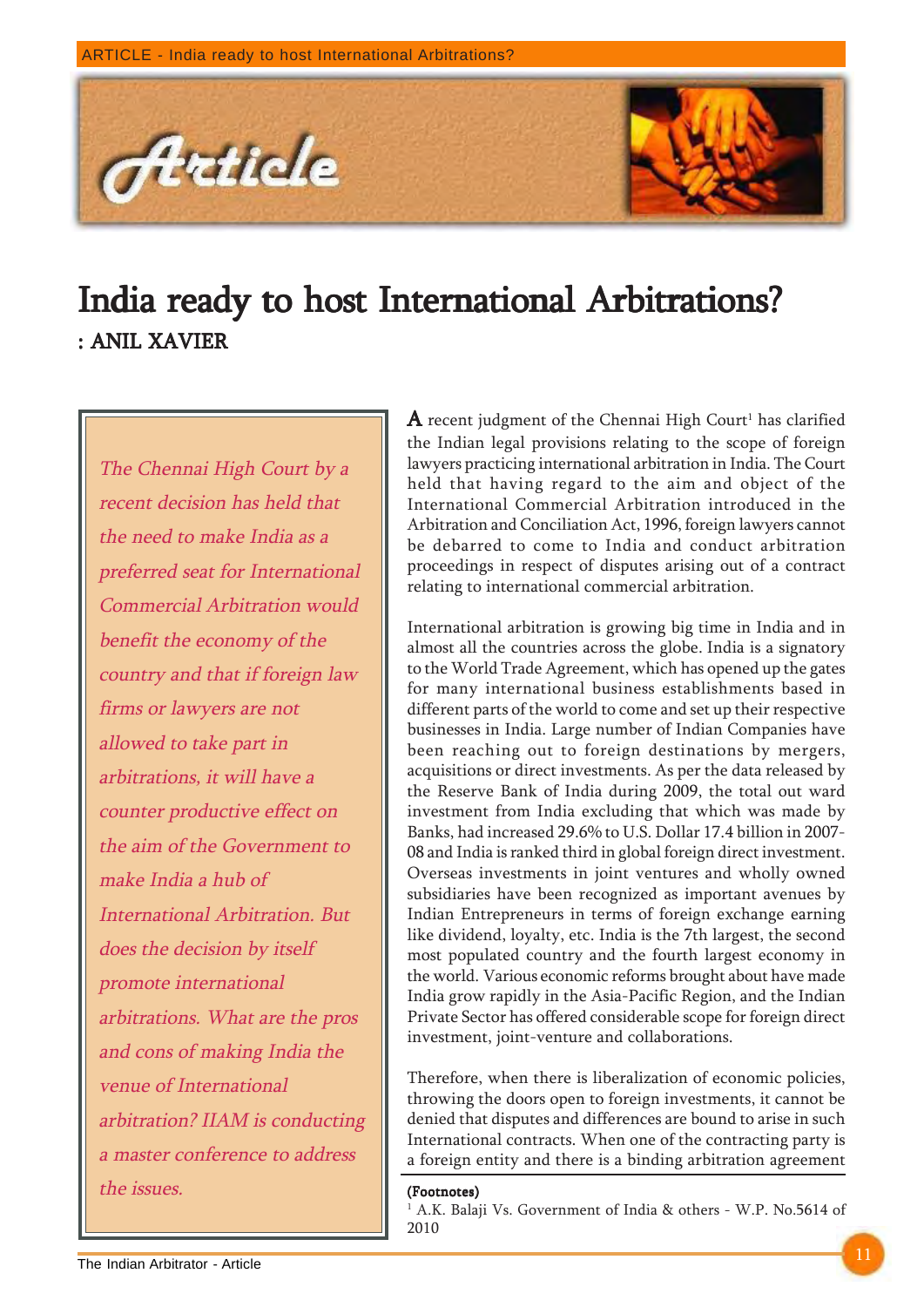# India ready to host International Arbitrations?

**: ANIL XAVIER**

*The Chennai High Court by a recent decision has held that the need to make India as a preferred seat for International Commercial Arbitration would benefit the economy of the country and that if foreign law firms or lawyers are not allowed to take part in arbitrations, it will have a counter productive effect on the aim of the Government to make India a hub of International Arbitration. But does the decision by itself promote international arbitrations. What are the pros and cons of making India the venue of International arbitration? IIAM is conducting a master conference to address the issues.*

A recent judgment of the Chennai High Court[1] has clarified the Indian legal provisions relating to the scope of foreign lawyers practicing international arbitration in India. The Court held that having regard to the aim and object of the International Commercial Arbitration introduced in the Arbitration and Conciliation Act, 1996, foreign lawyers cannot be debarred to come to India and conduct arbitration proceedings in respect of disputes arising out of a contract relating to international commercial arbitration.

International arbitration is growing big time in India and in almost all the countries across the globe. India is a signatory to the World Trade Agreement, which has opened up the gates for many international business establishments based in different parts of the world to come and set up their respective businesses in India. Large number of Indian Companies have been reaching out to foreign destinations by mergers, acquisitions or direct investments. As per the data released by the Reserve Bank of India during 2009, the total out ward investment from India excluding that which was made by Banks, had increased 29.6% to U.S. Dollar 17.4 billion in 2007-08 and India is ranked third in global foreign direct investment. Overseas investments in joint ventures and wholly owned subsidiaries have been recognized as important avenues by Indian Entrepreneurs in terms of foreign exchange earning like dividend, loyalty, etc. India is the 7th largest, the second most populated country and the fourth largest economy in the world. Various economic reforms brought about have made India grow rapidly in the Asia-Pacific Region, and the Indian Private Sector has offered considerable scope for foreign direct investment, joint-venture and collaborations.

Therefore, when there is liberalization of economic policies, throwing the doors open to foreign investments, it cannot be denied that disputes and differences are bound to arise in such International contracts. When one of the contracting party is a foreign entity and there is a binding arbitration agreement

**(Footnotes)**

[1] A.K. Balaji Vs. Government of India & others - W.P. No.5614 of 2010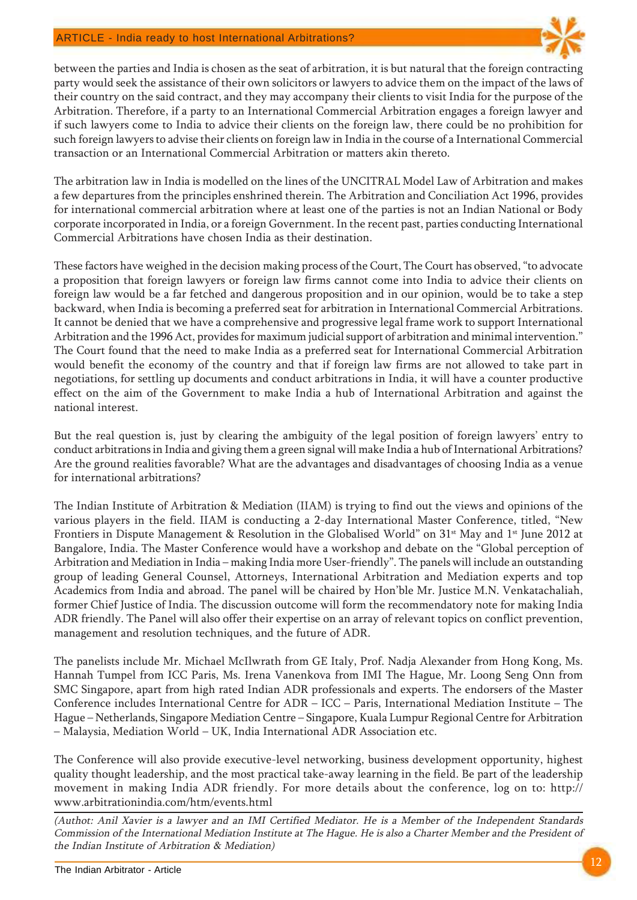between the parties and India is chosen as the seat of arbitration, it is but natural that the foreign contracting party would seek the assistance of their own solicitors or lawyers to advice them on the impact of the laws of their country on the said contract, and they may accompany their clients to visit India for the purpose of the Arbitration. Therefore, if a party to an International Commercial Arbitration engages a foreign lawyer and if such lawyers come to India to advice their clients on the foreign law, there could be no prohibition for such foreign lawyers to advise their clients on foreign law in India in the course of a International Commercial transaction or an International Commercial Arbitration or matters akin thereto.

The arbitration law in India is modelled on the lines of the UNCITRAL Model Law of Arbitration and makes a few departures from the principles enshrined therein. The Arbitration and Conciliation Act 1996, provides for international commercial arbitration where at least one of the parties is not an Indian National or Body corporate incorporated in India, or a foreign Government. In the recent past, parties conducting International Commercial Arbitrations have chosen India as their destination.

These factors have weighed in the decision making process of the Court, The Court has observed, "to advocate a proposition that foreign lawyers or foreign law firms cannot come into India to advice their clients on foreign law would be a far fetched and dangerous proposition and in our opinion, would be to take a step backward, when India is becoming a preferred seat for arbitration in International Commercial Arbitrations. It cannot be denied that we have a comprehensive and progressive legal frame work to support International Arbitration and the 1996 Act, provides for maximum judicial support of arbitration and minimal intervention." The Court found that the need to make India as a preferred seat for International Commercial Arbitration would benefit the economy of the country and that if foreign law firms are not allowed to take part in negotiations, for settling up documents and conduct arbitrations in India, it will have a counter productive effect on the aim of the Government to make India a hub of International Arbitration and against the national interest.

But the real question is, just by clearing the ambiguity of the legal position of foreign lawyers' entry to conduct arbitrations in India and giving them a green signal will make India a hub of International Arbitrations? Are the ground realities favorable? What are the advantages and disadvantages of choosing India as a venue for international arbitrations?

The Indian Institute of Arbitration & Mediation (IIAM) is trying to find out the views and opinions of the various players in the field. IIAM is conducting a 2-day International Master Conference, titled, "New Frontiers in Dispute Management & Resolution in the Globalised World" on 31st May and 1st June 2012 at Bangalore, India. The Master Conference would have a workshop and debate on the "Global perception of Arbitration and Mediation in India – making India more User-friendly". The panels will include an outstanding group of leading General Counsel, Attorneys, International Arbitration and Mediation experts and top Academics from India and abroad. The panel will be chaired by Hon'ble Mr. Justice M.N. Venkatachaliah, former Chief Justice of India. The discussion outcome will form the recommendatory note for making India ADR friendly. The Panel will also offer their expertise on an array of relevant topics on conflict prevention, management and resolution techniques, and the future of ADR.

The panelists include Mr. Michael McIlwrath from GE Italy, Prof. Nadja Alexander from Hong Kong, Ms. Hannah Tumpel from ICC Paris, Ms. Irena Vanenkova from IMI The Hague, Mr. Loong Seng Onn from SMC Singapore, apart from high rated Indian ADR professionals and experts. The endorsers of the Master Conference includes International Centre for ADR – ICC – Paris, International Mediation Institute – The Hague – Netherlands, Singapore Mediation Centre – Singapore, Kuala Lumpur Regional Centre for Arbitration – Malaysia, Mediation World – UK, India International ADR Association etc.

The Conference will also provide executive-level networking, business development opportunity, highest quality thought leadership, and the most practical take-away learning in the field. Be part of the leadership movement in making India ADR friendly. For more details about the conference, log on to: http://www.arbitrationindia.com/htm/events.html

---

*(Authot: Anil Xavier is a lawyer and an IMI Certified Mediator. He is a Member of the Independent Standards Commission of the International Mediation Institute at The Hague. He is also a Charter Member and the President of the Indian Institute of Arbitration & Mediation)*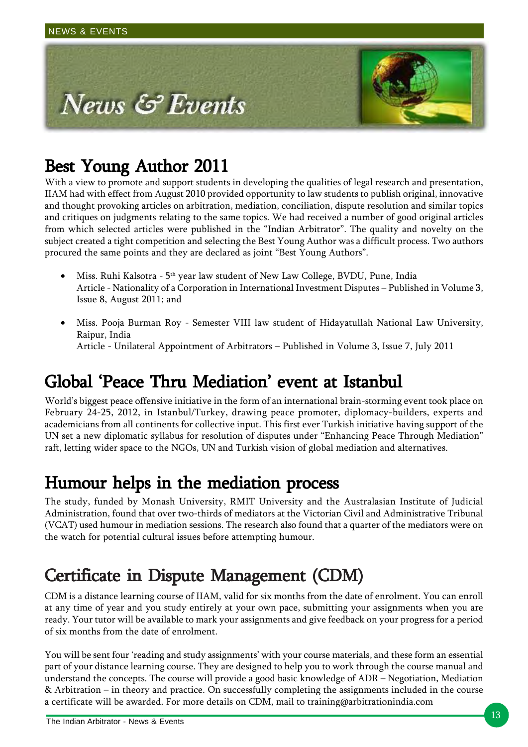# News & Events

## Best Young Author 2011

With a view to promote and support students in developing the qualities of legal research and presentation, IIAM had with effect from August 2010 provided opportunity to law students to publish original, innovative and thought provoking articles on arbitration, mediation, conciliation, dispute resolution and similar topics and critiques on judgments relating to the same topics. We had received a number of good original articles from which selected articles were published in the "Indian Arbitrator". The quality and novelty on the subject created a tight competition and selecting the Best Young Author was a difficult process. Two authors procured the same points and they are declared as joint "Best Young Authors".

- Miss. Ruhi Kalsotra - 5th year law student of New Law College, BVDU, Pune, India
  Article - Nationality of a Corporation in International Investment Disputes – Published in Volume 3, Issue 8, August 2011; and
- Miss. Pooja Burman Roy - Semester VIII law student of Hidayatullah National Law University, Raipur, India
  Article - Unilateral Appointment of Arbitrators – Published in Volume 3, Issue 7, July 2011

## Global 'Peace Thru Mediation' event at Istanbul

World's biggest peace offensive initiative in the form of an international brain-storming event took place on February 24-25, 2012, in Istanbul/Turkey, drawing peace promoter, diplomacy-builders, experts and academicians from all continents for collective input. This first ever Turkish initiative having support of the UN set a new diplomatic syllabus for resolution of disputes under "Enhancing Peace Through Mediation" raft, letting wider space to the NGOs, UN and Turkish vision of global mediation and alternatives.

## Humour helps in the mediation process

The study, funded by Monash University, RMIT University and the Australasian Institute of Judicial Administration, found that over two-thirds of mediators at the Victorian Civil and Administrative Tribunal (VCAT) used humour in mediation sessions. The research also found that a quarter of the mediators were on the watch for potential cultural issues before attempting humour.

## Certificate in Dispute Management (CDM)

CDM is a distance learning course of IIAM, valid for six months from the date of enrolment. You can enroll at any time of year and you study entirely at your own pace, submitting your assignments when you are ready. Your tutor will be available to mark your assignments and give feedback on your progress for a period of six months from the date of enrolment.

You will be sent four 'reading and study assignments' with your course materials, and these form an essential part of your distance learning course. They are designed to help you to work through the course manual and understand the concepts. The course will provide a good basic knowledge of ADR – Negotiation, Mediation & Arbitration – in theory and practice. On successfully completing the assignments included in the course a certificate will be awarded. For more details on CDM, mail to training@arbitrationindia.com